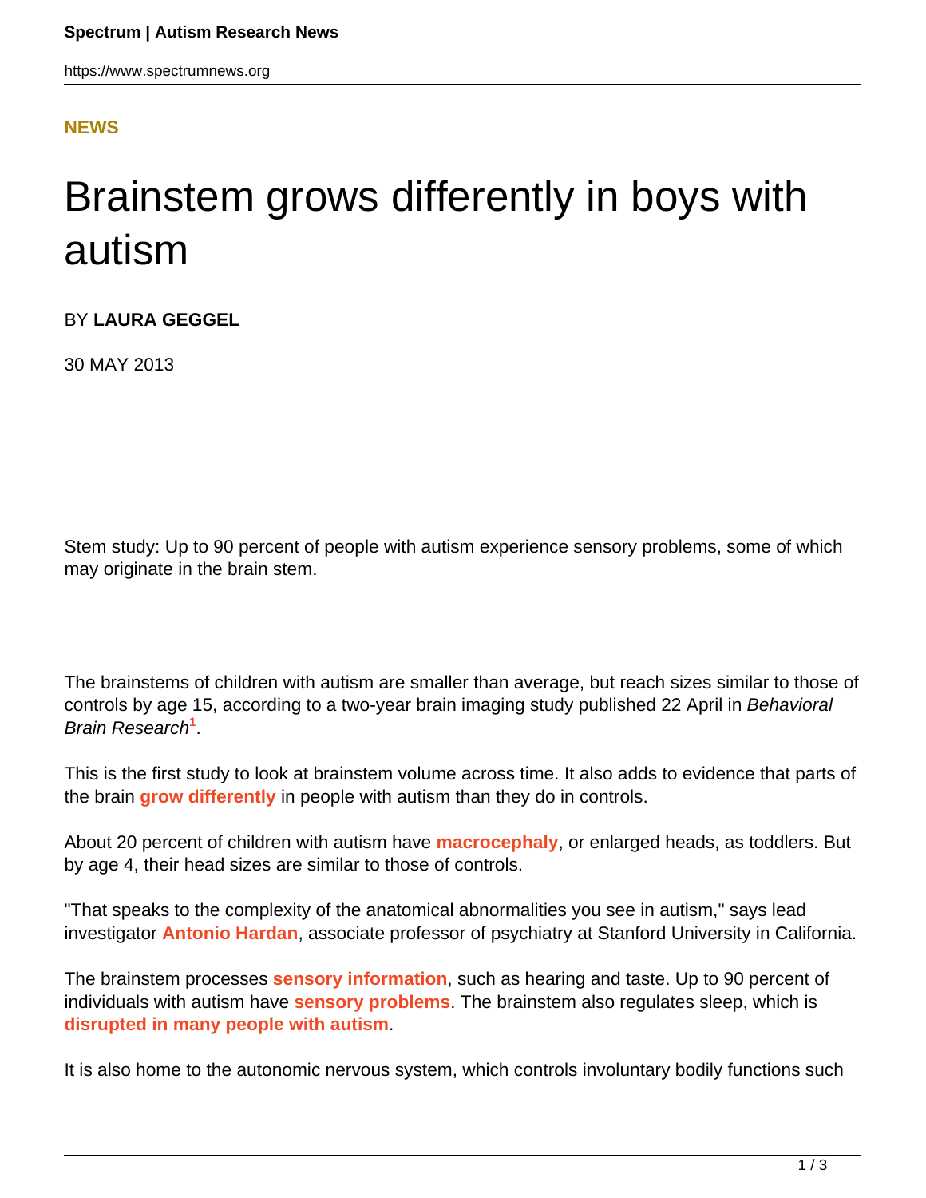**NEWS**

# Brainstem grows differently in boys with autism

BY **LAURA GEGGEL**

30 MAY 2013

Stem study: Up to 90 percent of people with autism experience sensory problems, some of which may originate in the brain stem.

The brainstems of children with autism are smaller than average, but reach sizes similar to those of controls by age 15, according to a two-year brain imaging study published 22 April in *Behavioral Brain Research*[1].

This is the first study to look at brainstem volume across time. It also adds to evidence that parts of the brain **grow differently** in people with autism than they do in controls.

About 20 percent of children with autism have **macrocephaly**, or enlarged heads, as toddlers. But by age 4, their head sizes are similar to those of controls.

"That speaks to the complexity of the anatomical abnormalities you see in autism," says lead investigator **Antonio Hardan**, associate professor of psychiatry at Stanford University in California.

The brainstem processes **sensory information**, such as hearing and taste. Up to 90 percent of individuals with autism have **sensory problems**. The brainstem also regulates sleep, which is **disrupted in many people with autism**.

It is also home to the autonomic nervous system, which controls involuntary bodily functions such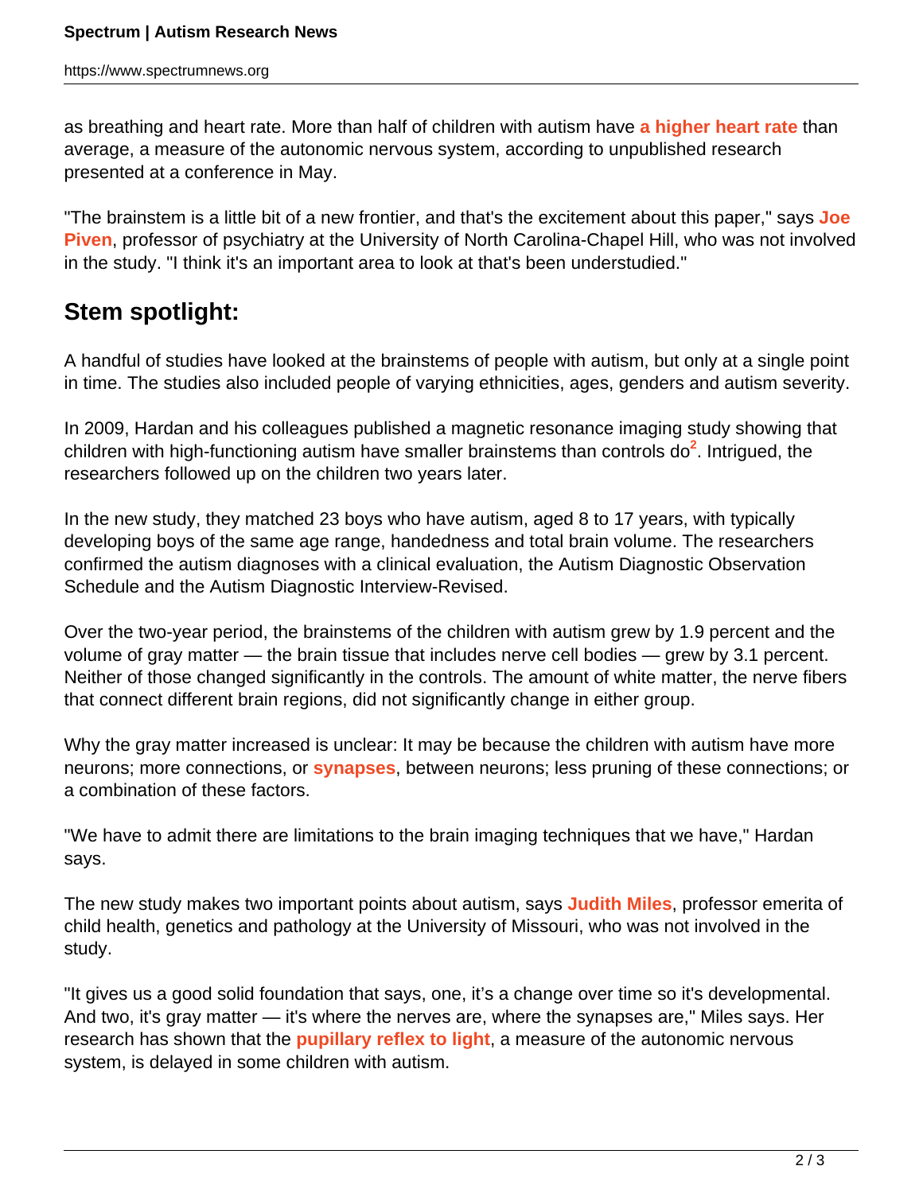as breathing and heart rate. More than half of children with autism have **a higher heart rate** than average, a measure of the autonomic nervous system, according to unpublished research presented at a conference in May.

"The brainstem is a little bit of a new frontier, and that's the excitement about this paper," says **Joe Piven**, professor of psychiatry at the University of North Carolina-Chapel Hill, who was not involved in the study. "I think it's an important area to look at that's been understudied."

## Stem spotlight:

A handful of studies have looked at the brainstems of people with autism, but only at a single point in time. The studies also included people of varying ethnicities, ages, genders and autism severity.

In 2009, Hardan and his colleagues published a magnetic resonance imaging study showing that children with high-functioning autism have smaller brainstems than controls do[2]. Intrigued, the researchers followed up on the children two years later.

In the new study, they matched 23 boys who have autism, aged 8 to 17 years, with typically developing boys of the same age range, handedness and total brain volume. The researchers confirmed the autism diagnoses with a clinical evaluation, the Autism Diagnostic Observation Schedule and the Autism Diagnostic Interview-Revised.

Over the two-year period, the brainstems of the children with autism grew by 1.9 percent and the volume of gray matter — the brain tissue that includes nerve cell bodies — grew by 3.1 percent. Neither of those changed significantly in the controls. The amount of white matter, the nerve fibers that connect different brain regions, did not significantly change in either group.

Why the gray matter increased is unclear: It may be because the children with autism have more neurons; more connections, or **synapses**, between neurons; less pruning of these connections; or a combination of these factors.

"We have to admit there are limitations to the brain imaging techniques that we have," Hardan says.

The new study makes two important points about autism, says **Judith Miles**, professor emerita of child health, genetics and pathology at the University of Missouri, who was not involved in the study.

"It gives us a good solid foundation that says, one, it's a change over time so it's developmental. And two, it's gray matter — it's where the nerves are, where the synapses are," Miles says. Her research has shown that the **pupillary reflex to light**, a measure of the autonomic nervous system, is delayed in some children with autism.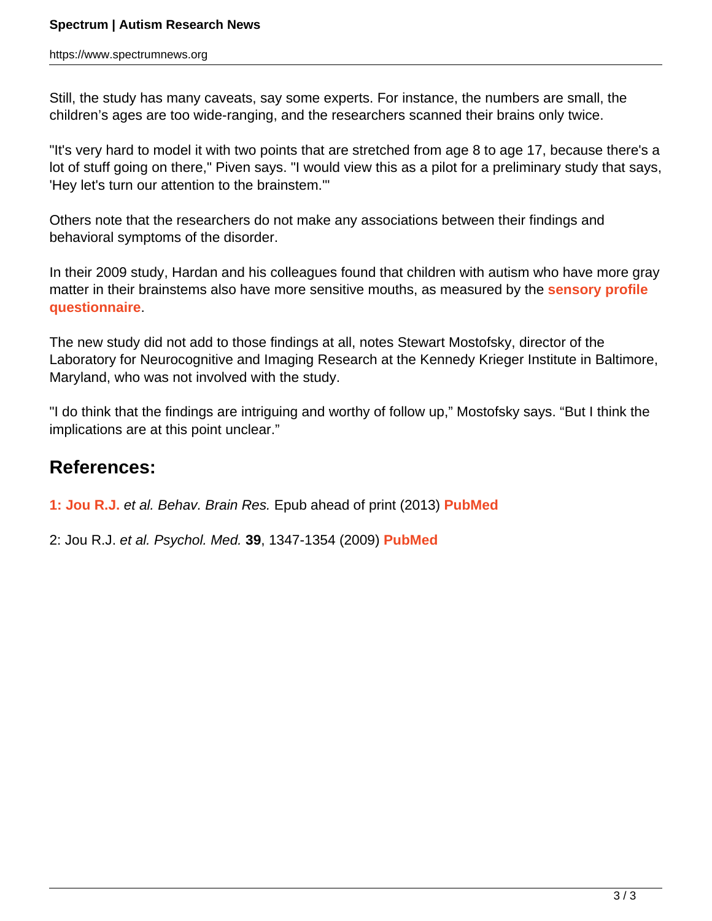Still, the study has many caveats, say some experts. For instance, the numbers are small, the children's ages are too wide-ranging, and the researchers scanned their brains only twice.

"It's very hard to model it with two points that are stretched from age 8 to age 17, because there's a lot of stuff going on there," Piven says. "I would view this as a pilot for a preliminary study that says, 'Hey let's turn our attention to the brainstem.'"

Others note that the researchers do not make any associations between their findings and behavioral symptoms of the disorder.

In their 2009 study, Hardan and his colleagues found that children with autism who have more gray matter in their brainstems also have more sensitive mouths, as measured by the **sensory profile questionnaire**.

The new study did not add to those findings at all, notes Stewart Mostofsky, director of the Laboratory for Neurocognitive and Imaging Research at the Kennedy Krieger Institute in Baltimore, Maryland, who was not involved with the study.

"I do think that the findings are intriguing and worthy of follow up," Mostofsky says. "But I think the implications are at this point unclear."

## References:

**1: Jou R.J.** *et al. Behav. Brain Res.* Epub ahead of print (2013) **PubMed**

2: Jou R.J. *et al. Psychol. Med.* **39**, 1347-1354 (2009) **PubMed**